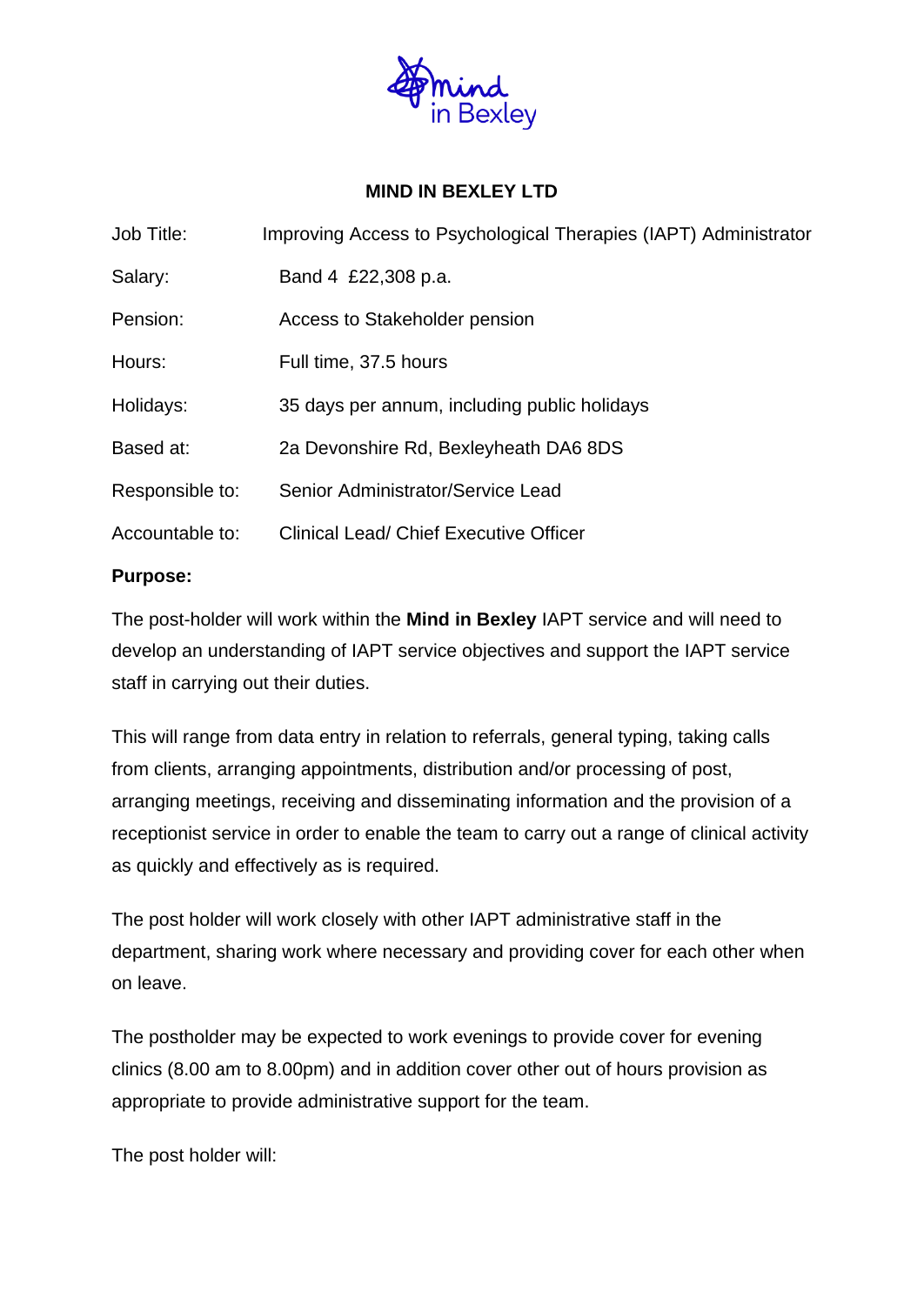# MIND IN BEXLEY LTD

| | |
|---|---|
| Job Title: | Improving Access to Psychological Therapies (IAPT) Administrator |
| Salary: | Band 4 £22,308 p.a. |
| Pension: | Access to Stakeholder pension |
| Hours: | Full time, 37.5 hours |
| Holidays: | 35 days per annum, including public holidays |
| Based at: | 2a Devonshire Rd, Bexleyheath DA6 8DS |
| Responsible to: | Senior Administrator/Service Lead |
| Accountable to: | Clinical Lead/ Chief Executive Officer |

**Purpose:**

The post-holder will work within the **Mind in Bexley** IAPT service and will need to develop an understanding of IAPT service objectives and support the IAPT service staff in carrying out their duties.

This will range from data entry in relation to referrals, general typing, taking calls from clients, arranging appointments, distribution and/or processing of post, arranging meetings, receiving and disseminating information and the provision of a receptionist service in order to enable the team to carry out a range of clinical activity as quickly and effectively as is required.

The post holder will work closely with other IAPT administrative staff in the department, sharing work where necessary and providing cover for each other when on leave.

The postholder may be expected to work evenings to provide cover for evening clinics (8.00 am to 8.00pm) and in addition cover other out of hours provision as appropriate to provide administrative support for the team.

The post holder will: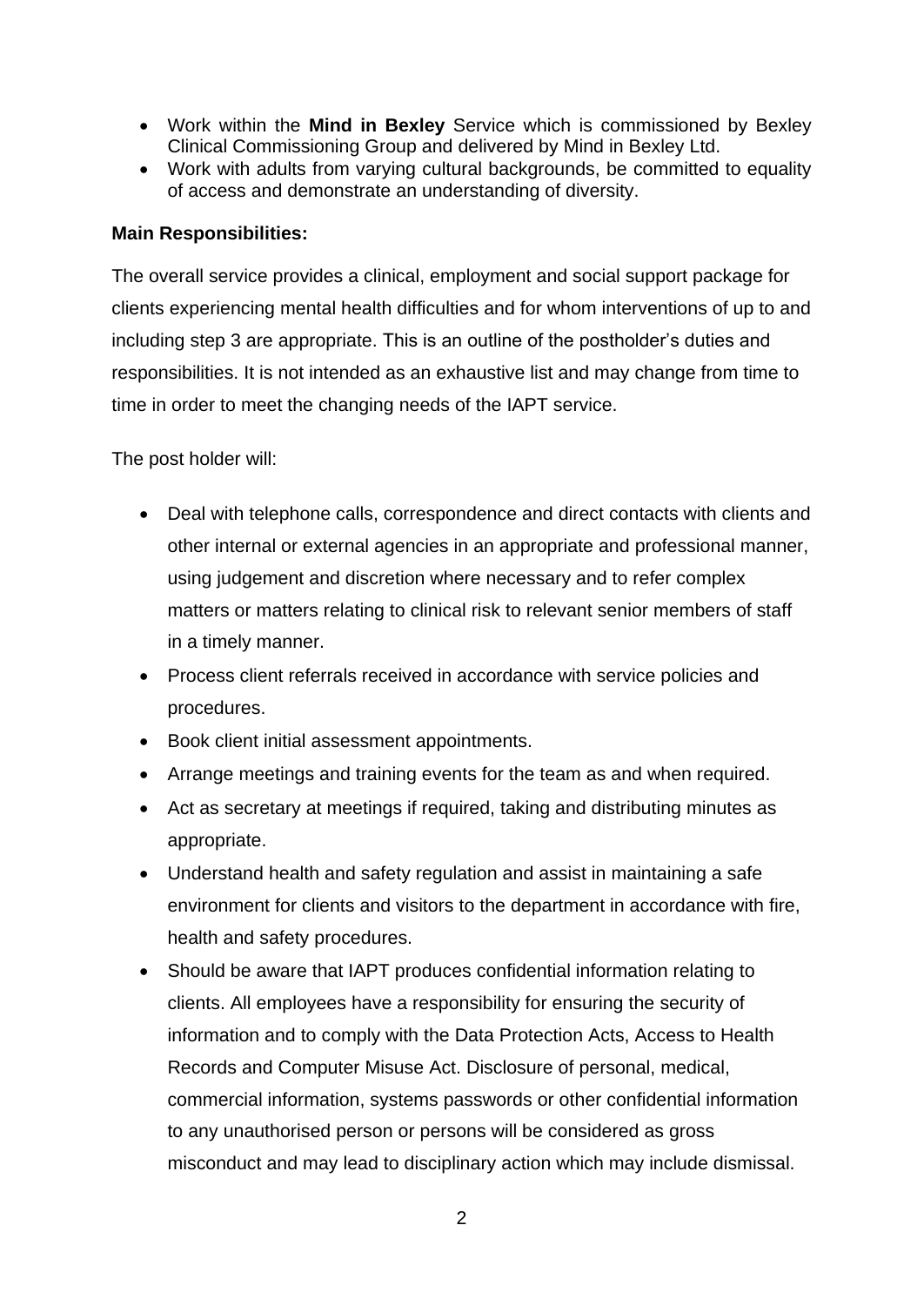- Work within the **Mind in Bexley** Service which is commissioned by Bexley Clinical Commissioning Group and delivered by Mind in Bexley Ltd.
- Work with adults from varying cultural backgrounds, be committed to equality of access and demonstrate an understanding of diversity.

**Main Responsibilities:**

The overall service provides a clinical, employment and social support package for clients experiencing mental health difficulties and for whom interventions of up to and including step 3 are appropriate. This is an outline of the postholder's duties and responsibilities. It is not intended as an exhaustive list and may change from time to time in order to meet the changing needs of the IAPT service.

The post holder will:

- Deal with telephone calls, correspondence and direct contacts with clients and other internal or external agencies in an appropriate and professional manner, using judgement and discretion where necessary and to refer complex matters or matters relating to clinical risk to relevant senior members of staff in a timely manner.
- Process client referrals received in accordance with service policies and procedures.
- Book client initial assessment appointments.
- Arrange meetings and training events for the team as and when required.
- Act as secretary at meetings if required, taking and distributing minutes as appropriate.
- Understand health and safety regulation and assist in maintaining a safe environment for clients and visitors to the department in accordance with fire, health and safety procedures.
- Should be aware that IAPT produces confidential information relating to clients. All employees have a responsibility for ensuring the security of information and to comply with the Data Protection Acts, Access to Health Records and Computer Misuse Act. Disclosure of personal, medical, commercial information, systems passwords or other confidential information to any unauthorised person or persons will be considered as gross misconduct and may lead to disciplinary action which may include dismissal.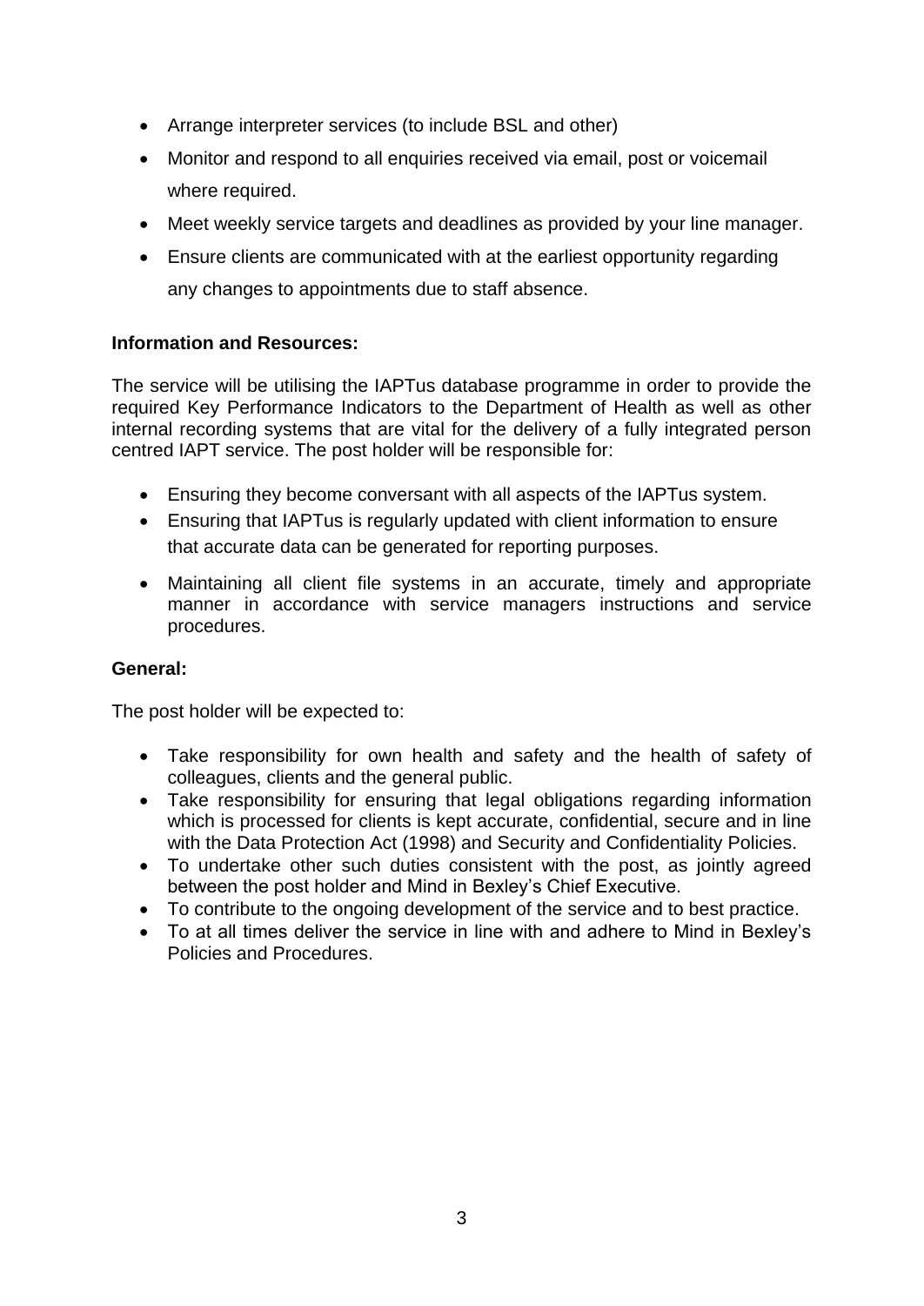- Arrange interpreter services (to include BSL and other)
- Monitor and respond to all enquiries received via email, post or voicemail where required.
- Meet weekly service targets and deadlines as provided by your line manager.
- Ensure clients are communicated with at the earliest opportunity regarding any changes to appointments due to staff absence.

**Information and Resources:**

The service will be utilising the IAPTus database programme in order to provide the required Key Performance Indicators to the Department of Health as well as other internal recording systems that are vital for the delivery of a fully integrated person centred IAPT service. The post holder will be responsible for:

- Ensuring they become conversant with all aspects of the IAPTus system.
- Ensuring that IAPTus is regularly updated with client information to ensure that accurate data can be generated for reporting purposes.
- Maintaining all client file systems in an accurate, timely and appropriate manner in accordance with service managers instructions and service procedures.

**General:**

The post holder will be expected to:

- Take responsibility for own health and safety and the health of safety of colleagues, clients and the general public.
- Take responsibility for ensuring that legal obligations regarding information which is processed for clients is kept accurate, confidential, secure and in line with the Data Protection Act (1998) and Security and Confidentiality Policies.
- To undertake other such duties consistent with the post, as jointly agreed between the post holder and Mind in Bexley's Chief Executive.
- To contribute to the ongoing development of the service and to best practice.
- To at all times deliver the service in line with and adhere to Mind in Bexley's Policies and Procedures.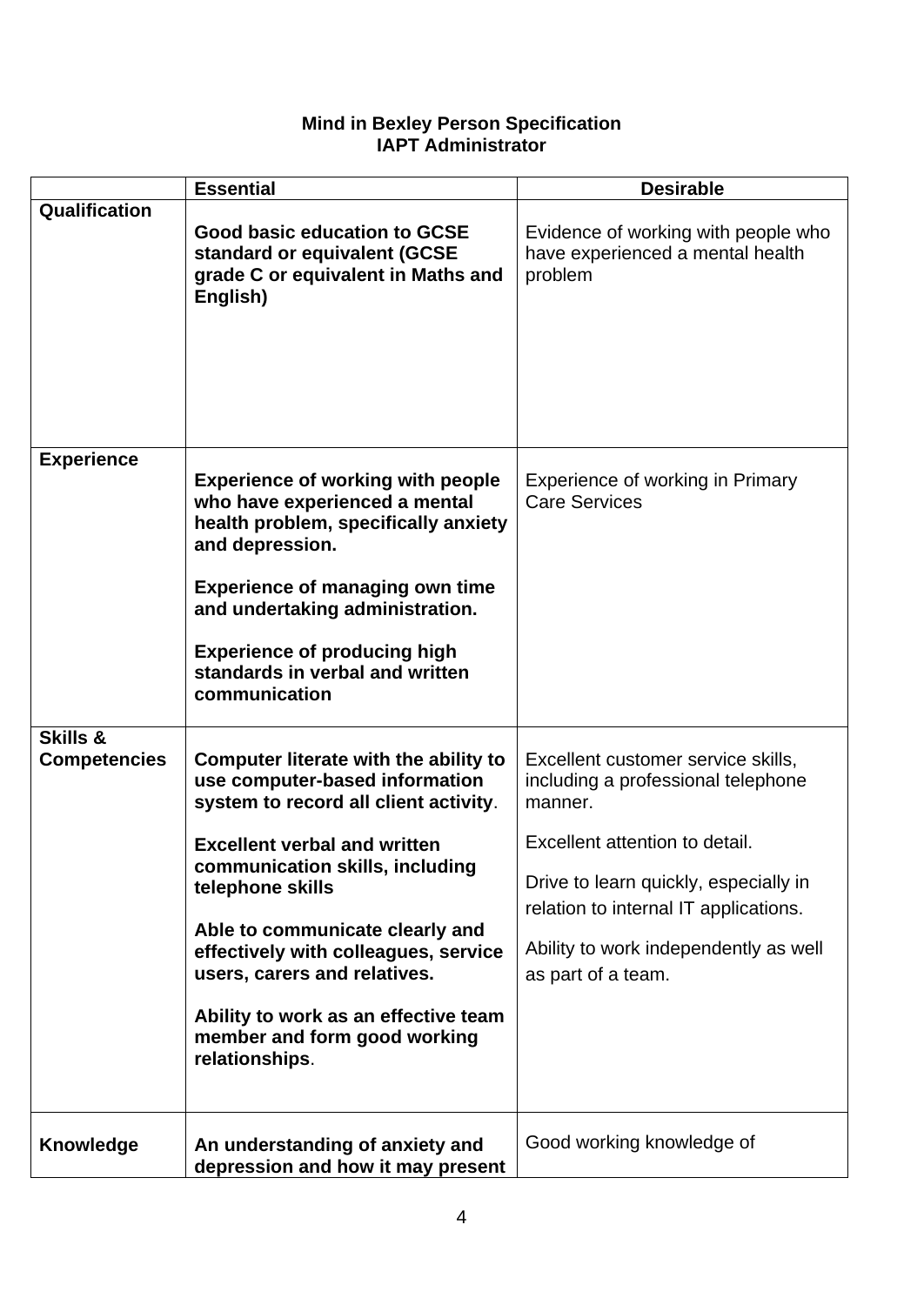**Mind in Bexley Person Specification**
**IAPT Administrator**

| | **Essential** | **Desirable** |
|---|---|---|
| **Qualification** | **Good basic education to GCSE standard or equivalent (GCSE grade C or equivalent in Maths and English)** | Evidence of working with people who have experienced a mental health problem |
| **Experience** | **Experience of working with people who have experienced a mental health problem, specifically anxiety and depression.**<br><br>**Experience of managing own time and undertaking administration.**<br><br>**Experience of producing high standards in verbal and written communication** | Experience of working in Primary Care Services |
| **Skills & Competencies** | **Computer literate with the ability to use computer-based information system to record all client activity**.<br><br>**Excellent verbal and written communication skills, including telephone skills**<br><br>**Able to communicate clearly and effectively with colleagues, service users, carers and relatives.**<br><br>**Ability to work as an effective team member and form good working relationships**. | Excellent customer service skills, including a professional telephone manner.<br><br>Excellent attention to detail.<br><br>Drive to learn quickly, especially in relation to internal IT applications.<br><br>Ability to work independently as well as part of a team. |
| **Knowledge** | **An understanding of anxiety and depression and how it may present** | Good working knowledge of |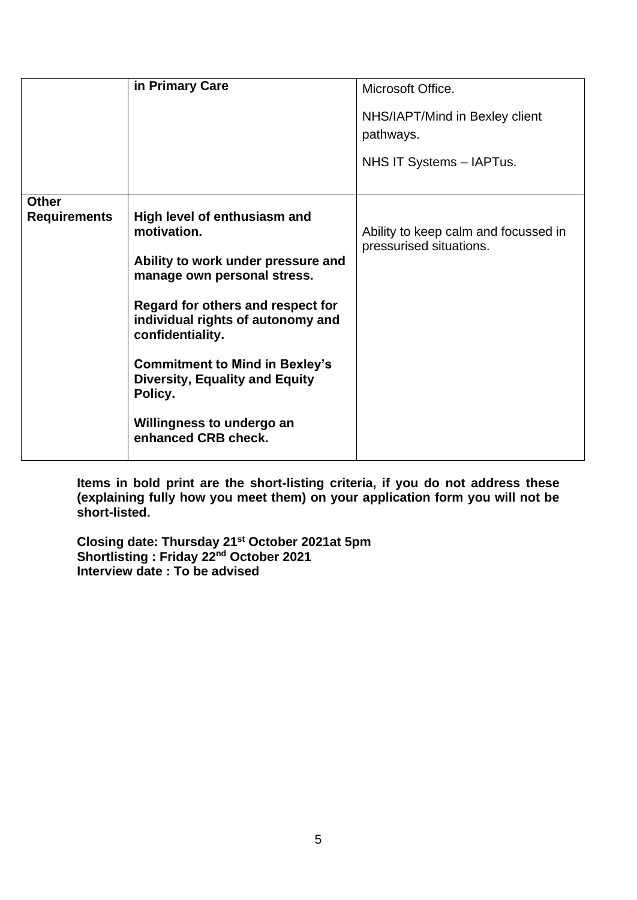| | | |
|---|---|---|
| | **in Primary Care** | Microsoft Office.<br><br>NHS/IAPT/Mind in Bexley client pathways.<br><br>NHS IT Systems – IAPTus. |
| **Other Requirements** | **High level of enthusiasm and motivation.**<br><br>**Ability to work under pressure and manage own personal stress.**<br><br>**Regard for others and respect for individual rights of autonomy and confidentiality.**<br><br>**Commitment to Mind in Bexley's Diversity, Equality and Equity Policy.**<br><br>**Willingness to undergo an enhanced CRB check.** | Ability to keep calm and focussed in pressurised situations. |

**Items in bold print are the short-listing criteria, if you do not address these (explaining fully how you meet them) on your application form you will not be short-listed.**

**Closing date: Thursday 21st October 2021at 5pm**
**Shortlisting : Friday 22nd October 2021**
**Interview date : To be advised**